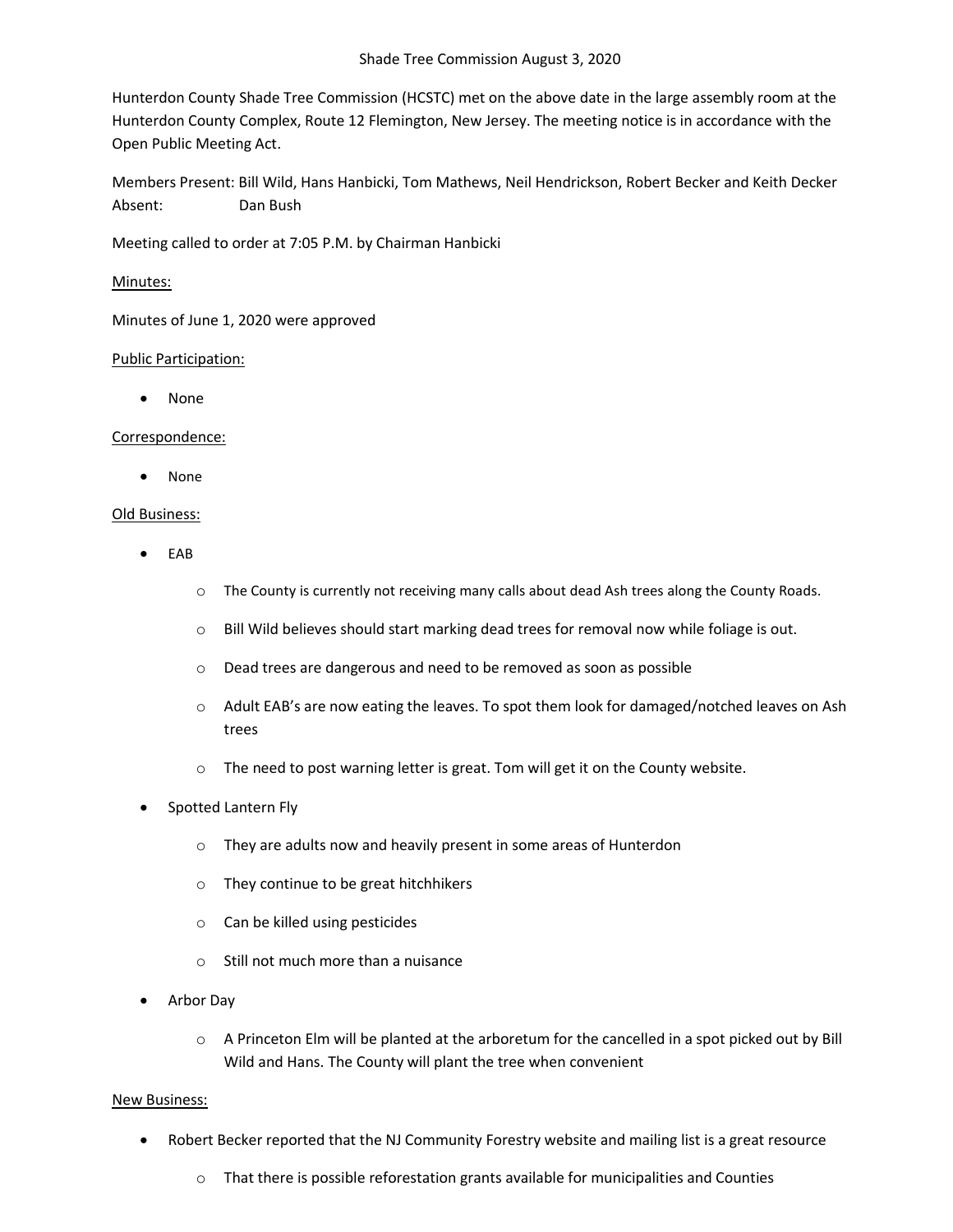# Shade Tree Commission August 3, 2020

Hunterdon County Shade Tree Commission (HCSTC) met on the above date in the large assembly room at the Hunterdon County Complex, Route 12 Flemington, New Jersey. The meeting notice is in accordance with the Open Public Meeting Act.

Members Present: Bill Wild, Hans Hanbicki, Tom Mathews, Neil Hendrickson, Robert Becker and Keith Decker
Absent: Dan Bush

Meeting called to order at 7:05 P.M. by Chairman Hanbicki

<u>Minutes:</u>

Minutes of June 1, 2020 were approved

<u>Public Participation:</u>

- None

<u>Correspondence:</u>

- None

<u>Old Business:</u>

- EAB
    - The County is currently not receiving many calls about dead Ash trees along the County Roads.
    - Bill Wild believes should start marking dead trees for removal now while foliage is out.
    - Dead trees are dangerous and need to be removed as soon as possible
    - Adult EAB's are now eating the leaves. To spot them look for damaged/notched leaves on Ash trees
    - The need to post warning letter is great. Tom will get it on the County website.
- Spotted Lantern Fly
    - They are adults now and heavily present in some areas of Hunterdon
    - They continue to be great hitchhikers
    - Can be killed using pesticides
    - Still not much more than a nuisance
- Arbor Day
    - A Princeton Elm will be planted at the arboretum for the cancelled in a spot picked out by Bill Wild and Hans. The County will plant the tree when convenient

<u>New Business:</u>

- Robert Becker reported that the NJ Community Forestry website and mailing list is a great resource
    - That there is possible reforestation grants available for municipalities and Counties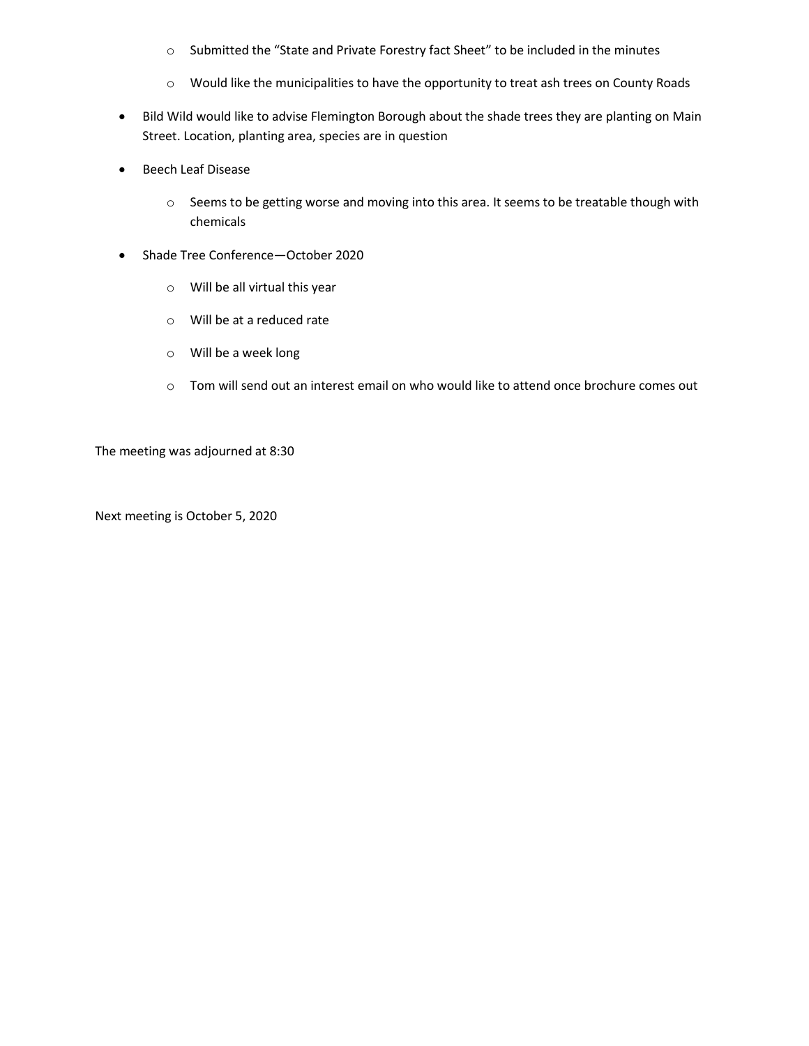- Submitted the "State and Private Forestry fact Sheet" to be included in the minutes
  - Would like the municipalities to have the opportunity to treat ash trees on County Roads
- Bild Wild would like to advise Flemington Borough about the shade trees they are planting on Main Street. Location, planting area, species are in question
- Beech Leaf Disease
  - Seems to be getting worse and moving into this area. It seems to be treatable though with chemicals
- Shade Tree Conference—October 2020
  - Will be all virtual this year
  - Will be at a reduced rate
  - Will be a week long
  - Tom will send out an interest email on who would like to attend once brochure comes out

The meeting was adjourned at 8:30

Next meeting is October 5, 2020